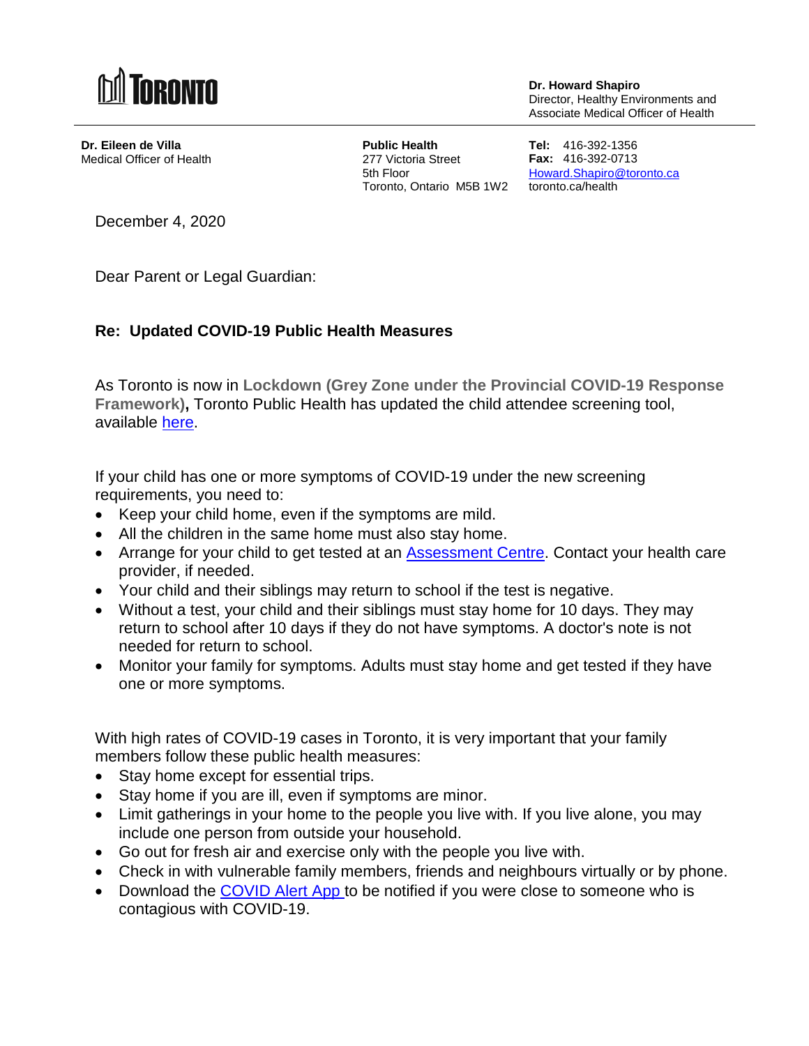TORONTO

**Dr. Howard Shapiro**
Director, Healthy Environments and
Associate Medical Officer of Health

**Dr. Eileen de Villa**
Medical Officer of Health

**Public Health**
277 Victoria Street
5th Floor
Toronto, Ontario M5B 1W2

**Tel:** 416-392-1356
**Fax:** 416-392-0713
Howard.Shapiro@toronto.ca
toronto.ca/health

December 4, 2020

Dear Parent or Legal Guardian:

**Re: Updated COVID-19 Public Health Measures**

As Toronto is now in **Lockdown (Grey Zone under the Provincial COVID-19 Response Framework)**, Toronto Public Health has updated the child attendee screening tool, available here.

If your child has one or more symptoms of COVID-19 under the new screening requirements, you need to:

- Keep your child home, even if the symptoms are mild.
- All the children in the same home must also stay home.
- Arrange for your child to get tested at an Assessment Centre. Contact your health care provider, if needed.
- Your child and their siblings may return to school if the test is negative.
- Without a test, your child and their siblings must stay home for 10 days. They may return to school after 10 days if they do not have symptoms. A doctor's note is not needed for return to school.
- Monitor your family for symptoms. Adults must stay home and get tested if they have one or more symptoms.

With high rates of COVID-19 cases in Toronto, it is very important that your family members follow these public health measures:

- Stay home except for essential trips.
- Stay home if you are ill, even if symptoms are minor.
- Limit gatherings in your home to the people you live with. If you live alone, you may include one person from outside your household.
- Go out for fresh air and exercise only with the people you live with.
- Check in with vulnerable family members, friends and neighbours virtually or by phone.
- Download the COVID Alert App to be notified if you were close to someone who is contagious with COVID-19.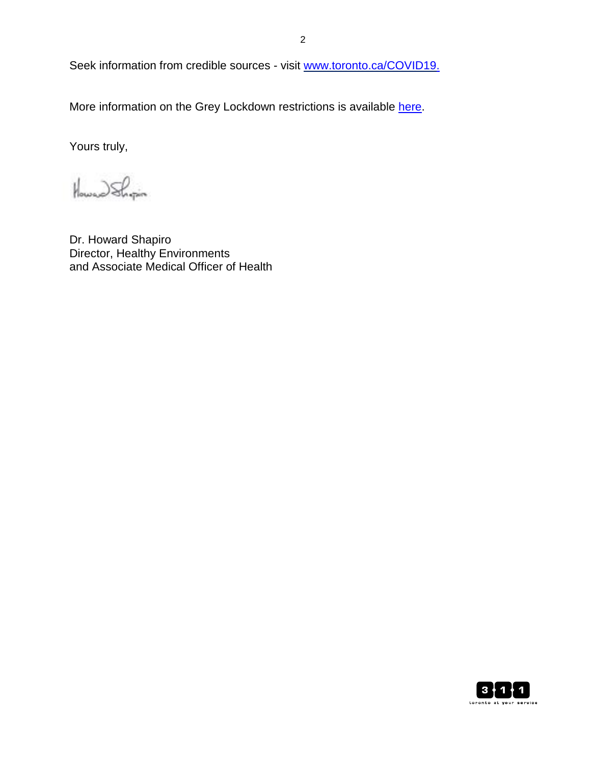Seek information from credible sources - visit [www.toronto.ca/COVID19.](http://www.toronto.ca/COVID19)

More information on the Grey Lockdown restrictions is available here.

Yours truly,

Dr. Howard Shapiro
Director, Healthy Environments
and Associate Medical Officer of Health